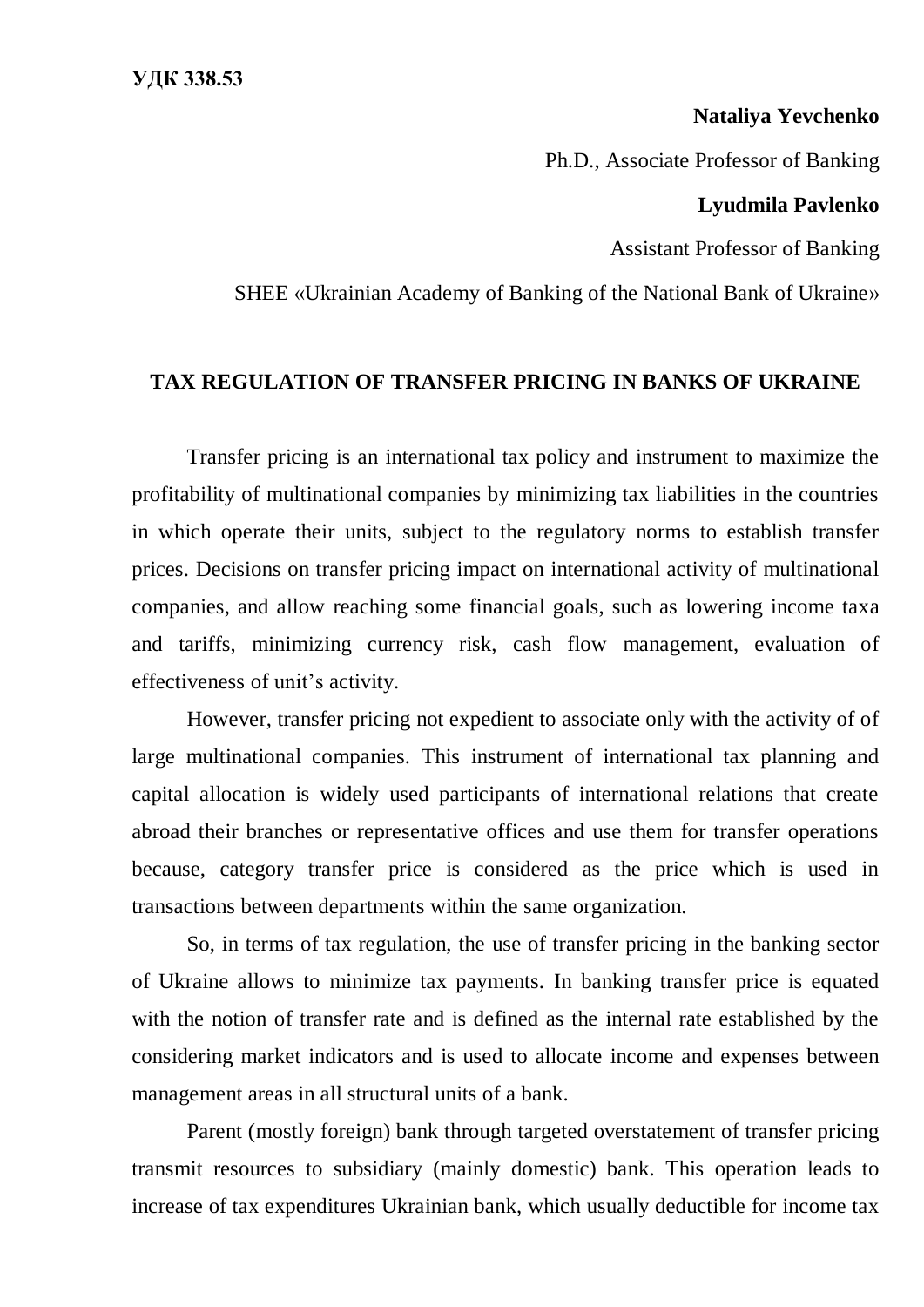**УДК 338.53**

**Nataliya Yevchenko**

Ph.D., Associate Professor of Banking

**Lyudmila Pavlenko**

Assistant Professor of Banking

SHEE «Ukrainian Academy of Banking of the National Bank of Ukraine»

# TAX REGULATION OF TRANSFER PRICING IN BANKS OF UKRAINE

Transfer pricing is an international tax policy and instrument to maximize the profitability of multinational companies by minimizing tax liabilities in the countries in which operate their units, subject to the regulatory norms to establish transfer prices. Decisions on transfer pricing impact on international activity of multinational companies, and allow reaching some financial goals, such as lowering income taxa and tariffs, minimizing currency risk, cash flow management, evaluation of effectiveness of unit's activity.

However, transfer pricing not expedient to associate only with the activity of of large multinational companies. This instrument of international tax planning and capital allocation is widely used participants of international relations that create abroad their branches or representative offices and use them for transfer operations because, category transfer price is considered as the price which is used in transactions between departments within the same organization.

So, in terms of tax regulation, the use of transfer pricing in the banking sector of Ukraine allows to minimize tax payments. In banking transfer price is equated with the notion of transfer rate and is defined as the internal rate established by the considering market indicators and is used to allocate income and expenses between management areas in all structural units of a bank.

Parent (mostly foreign) bank through targeted overstatement of transfer pricing transmit resources to subsidiary (mainly domestic) bank. This operation leads to increase of tax expenditures Ukrainian bank, which usually deductible for income tax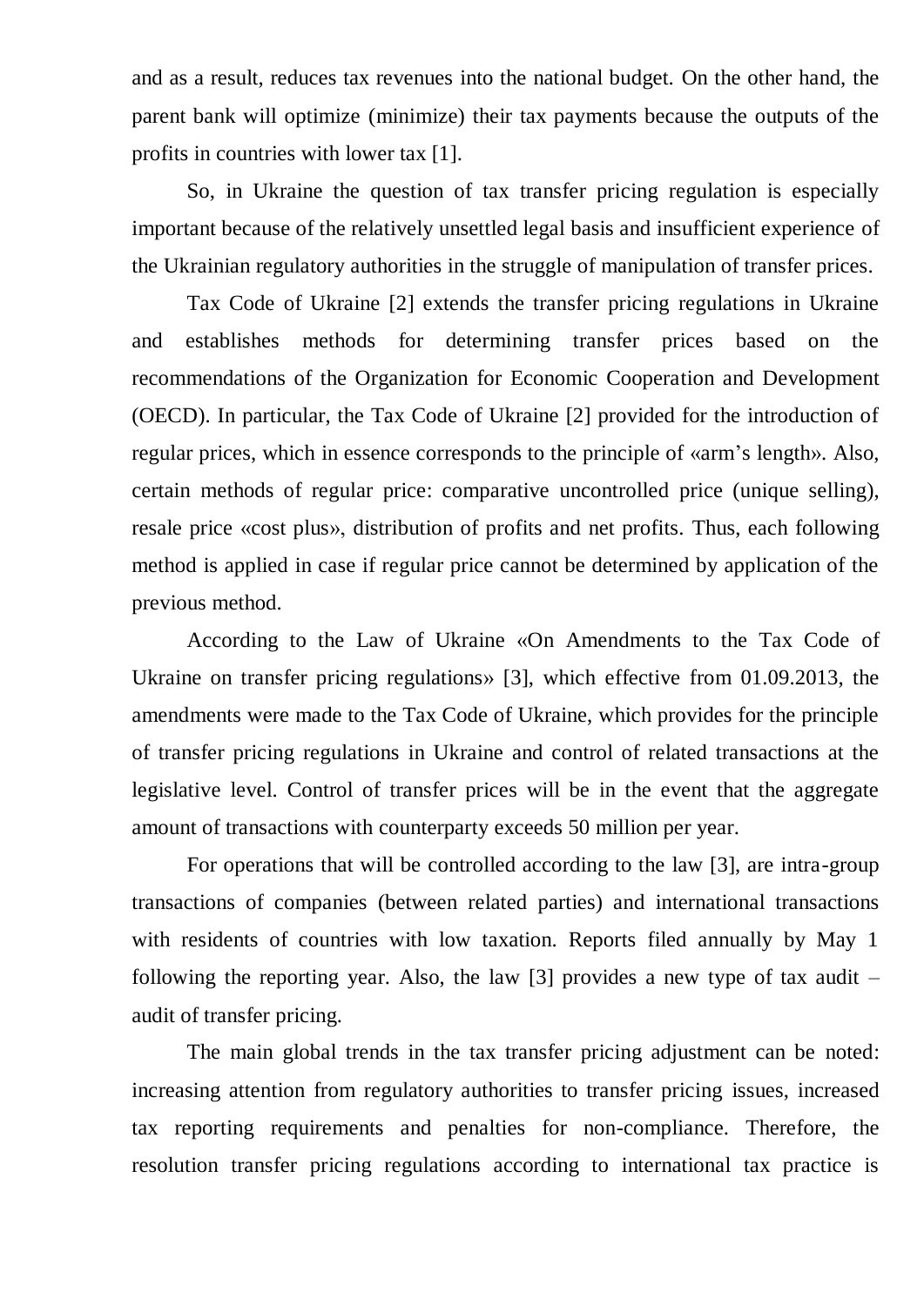and as a result, reduces tax revenues into the national budget. On the other hand, the parent bank will optimize (minimize) their tax payments because the outputs of the profits in countries with lower tax [1].

So, in Ukraine the question of tax transfer pricing regulation is especially important because of the relatively unsettled legal basis and insufficient experience of the Ukrainian regulatory authorities in the struggle of manipulation of transfer prices.

Tax Code of Ukraine [2] extends the transfer pricing regulations in Ukraine and establishes methods for determining transfer prices based on the recommendations of the Organization for Economic Cooperation and Development (OECD). In particular, the Tax Code of Ukraine [2] provided for the introduction of regular prices, which in essence corresponds to the principle of «arm's length». Also, certain methods of regular price: comparative uncontrolled price (unique selling), resale price «cost plus», distribution of profits and net profits. Thus, each following method is applied in case if regular price cannot be determined by application of the previous method.

According to the Law of Ukraine «On Amendments to the Tax Code of Ukraine on transfer pricing regulations» [3], which effective from 01.09.2013, the amendments were made to the Tax Code of Ukraine, which provides for the principle of transfer pricing regulations in Ukraine and control of related transactions at the legislative level. Control of transfer prices will be in the event that the aggregate amount of transactions with counterparty exceeds 50 million per year.

For operations that will be controlled according to the law [3], are intra-group transactions of companies (between related parties) and international transactions with residents of countries with low taxation. Reports filed annually by May 1 following the reporting year. Also, the law [3] provides a new type of tax audit – audit of transfer pricing.

The main global trends in the tax transfer pricing adjustment can be noted: increasing attention from regulatory authorities to transfer pricing issues, increased tax reporting requirements and penalties for non-compliance. Therefore, the resolution transfer pricing regulations according to international tax practice is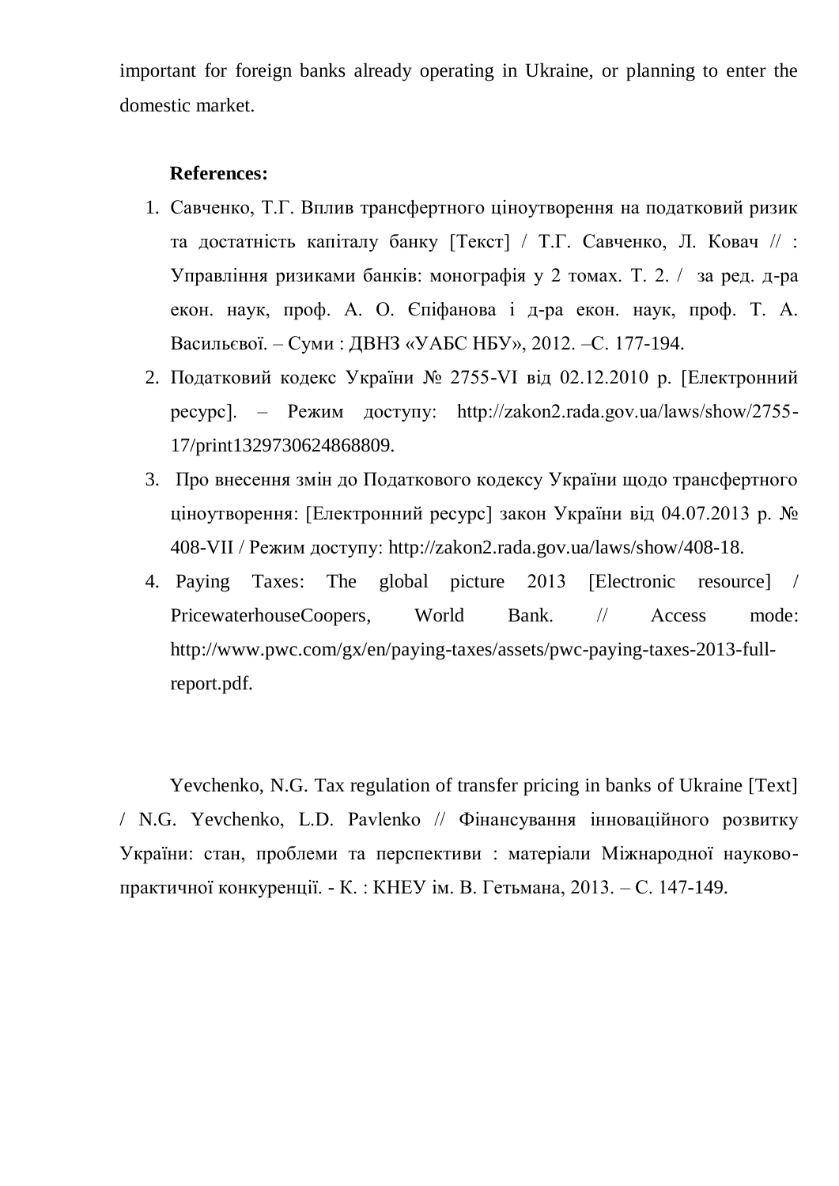important for foreign banks already operating in Ukraine, or planning to enter the domestic market.

**References:**

1. Савченко, Т.Г. Вплив трансфертного ціноутворення на податковий ризик та достатність капіталу банку [Текст] / Т.Г. Савченко, Л. Ковач // : Управління ризиками банків: монографія у 2 томах. Т. 2. / за ред. д-ра екон. наук, проф. А. О. Єпіфанова і д-ра екон. наук, проф. Т. А. Васильєвої. – Суми : ДВНЗ «УАБС НБУ», 2012. –С. 177-194.
2. Податковий кодекс України № 2755-VI від 02.12.2010 р. [Електронний ресурс]. – Режим доступу: http://zakon2.rada.gov.ua/laws/show/2755-17/print1329730624868809.
3. Про внесення змін до Податкового кодексу України щодо трансфертного ціноутворення: [Електронний ресурс] закон України від 04.07.2013 р. № 408-VII / Режим доступу: http://zakon2.rada.gov.ua/laws/show/408-18.
4. Paying Taxes: The global picture 2013 [Electronic resource] / PricewaterhouseCoopers, World Bank. // Access mode: http://www.pwc.com/gx/en/paying-taxes/assets/pwc-paying-taxes-2013-full-report.pdf.

Yevchenko, N.G. Tax regulation of transfer pricing in banks of Ukraine [Text] / N.G. Yevchenko, L.D. Pavlenko // Фінансування інноваційного розвитку України: стан, проблеми та перспективи : матеріали Міжнародної науково-практичної конкуренції. - К. : КНЕУ ім. В. Гетьмана, 2013. – С. 147-149.